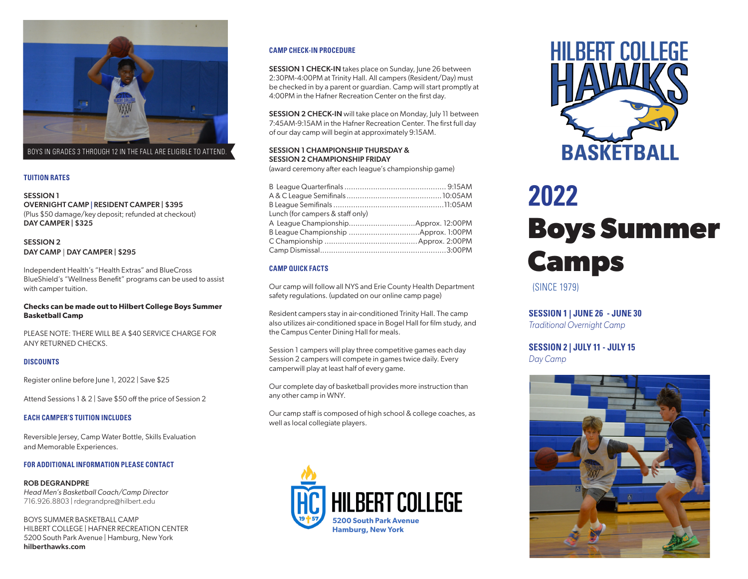BOYS IN GRADES 3 THROUGH 12 IN THE FALL ARE ELIGIBLE TO ATTEND.

### TUITION RATES

**SESSION 1**
**OVERNIGHT CAMP | RESIDENT CAMPER | $395**
(Plus $50 damage/key deposit; refunded at checkout)
**DAY CAMPER | $325**

**SESSION 2**
**DAY CAMP | DAY CAMPER | $295**

Independent Health's "Health Extras" and BlueCross BlueShield's "Wellness Benefit" programs can be used to assist with camper tuition.

**Checks can be made out to Hilbert College Boys Summer Basketball Camp**

PLEASE NOTE: THERE WILL BE A $40 SERVICE CHARGE FOR ANY RETURNED CHECKS.

### DISCOUNTS

Register online before June 1, 2022 | Save $25

Attend Sessions 1 & 2 | Save $50 off the price of Session 2

### EACH CAMPER'S TUITION INCLUDES

Reversible Jersey, Camp Water Bottle, Skills Evaluation and Memorable Experiences.

### FOR ADDITIONAL INFORMATION PLEASE CONTACT

**ROB DEGRANDPRE**
*Head Men's Basketball Coach/Camp Director*
716.926.8803 | rdegrandpre@hilbert.edu

BOYS SUMMER BASKETBALL CAMP
HILBERT COLLEGE | HAFNER RECREATION CENTER
5200 South Park Avenue | Hamburg, New York
**hilberthawks.com**

### CAMP CHECK-IN PROCEDURE

**SESSION 1 CHECK-IN** takes place on Sunday, June 26 between 2:30PM-4:00PM at Trinity Hall. All campers (Resident/Day) must be checked in by a parent or guardian. Camp will start promptly at 4:00PM in the Hafner Recreation Center on the first day.

**SESSION 2 CHECK-IN** will take place on Monday, July 11 between 7:45AM-9:15AM in the Hafner Recreation Center. The first full day of our day camp will begin at approximately 9:15AM.

**SESSION 1 CHAMPIONSHIP THURSDAY &**
**SESSION 2 CHAMPIONSHIP FRIDAY**
(award ceremony after each league's championship game)

| Event | Time |
|---|---|
| B League Quarterfinals | 9:15AM |
| A & C League Semifinals | 10:05AM |
| B League Semifinals | 11:05AM |
| Lunch (for campers & staff only) | |
| A League Championship | Approx. 12:00PM |
| B League Championship | Approx. 1:00PM |
| C Championship | Approx. 2:00PM |
| Camp Dismissal | 3:00PM |

### CAMP QUICK FACTS

Our camp will follow all NYS and Erie County Health Department safety regulations. (updated on our online camp page)

Resident campers stay in air-conditioned Trinity Hall. The camp also utilizes air-conditioned space in Bogel Hall for film study, and the Campus Center Dining Hall for meals.

Session 1 campers will play three competitive games each day Session 2 campers will compete in games twice daily. Every camperwill play at least half of every game.

Our complete day of basketball provides more instruction than any other camp in WNY.

Our camp staff is composed of high school & college coaches, as well as local collegiate players.

HILBERT COLLEGE
**5200 South Park Avenue**
**Hamburg, New York**

HILBERT COLLEGE HAWKS BASKETBALL

# 2022 Boys Summer Camps

(SINCE 1979)

**SESSION 1 | JUNE 26 - JUNE 30**
*Traditional Overnight Camp*

**SESSION 2 | JULY 11 - JULY 15**
*Day Camp*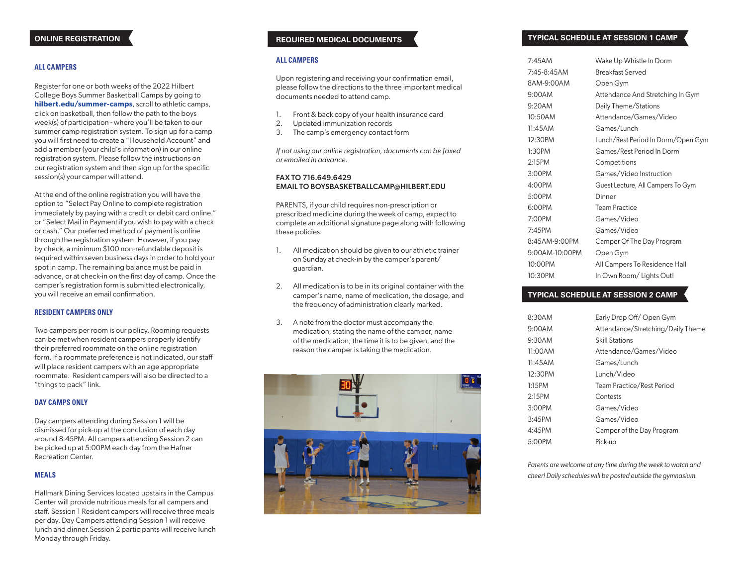## ONLINE REGISTRATION

### ALL CAMPERS

Register for one or both weeks of the 2022 Hilbert College Boys Summer Basketball Camps by going to **hilbert.edu/summer-camps**, scroll to athletic camps, click on basketball, then follow the path to the boys week(s) of participation - where you'll be taken to our summer camp registration system. To sign up for a camp you will first need to create a "Household Account" and add a member (your child's information) in our online registration system. Please follow the instructions on our registration system and then sign up for the specific session(s) your camper will attend.

At the end of the online registration you will have the option to "Select Pay Online to complete registration immediately by paying with a credit or debit card online." or "Select Mail in Payment if you wish to pay with a check or cash." Our preferred method of payment is online through the registration system. However, if you pay by check, a minimum $100 non-refundable deposit is required within seven business days in order to hold your spot in camp. The remaining balance must be paid in advance, or at check-in on the first day of camp. Once the camper's registration form is submitted electronically, you will receive an email confirmation.

### RESIDENT CAMPERS ONLY

Two campers per room is our policy. Rooming requests can be met when resident campers properly identify their preferred roommate on the online registration form. If a roommate preference is not indicated, our staff will place resident campers with an age appropriate roommate. Resident campers will also be directed to a "things to pack" link.

### DAY CAMPS ONLY

Day campers attending during Session 1 will be dismissed for pick-up at the conclusion of each day around 8:45PM. All campers attending Session 2 can be picked up at 5:00PM each day from the Hafner Recreation Center.

### MEALS

Hallmark Dining Services located upstairs in the Campus Center will provide nutritious meals for all campers and staff. Session 1 Resident campers will receive three meals per day. Day Campers attending Session 1 will receive lunch and dinner.Session 2 participants will receive lunch Monday through Friday.

## REQUIRED MEDICAL DOCUMENTS

### ALL CAMPERS

Upon registering and receiving your confirmation email, please follow the directions to the three important medical documents needed to attend camp.

1. Front & back copy of your health insurance card
2. Updated immunization records
3. The camp's emergency contact form

*If not using our online registration, documents can be faxed or emailed in advance.*

FAX TO 716.649.6429
EMAIL TO BOYSBASKETBALLCAMP@HILBERT.EDU

PARENTS, if your child requires non-prescription or prescribed medicine during the week of camp, expect to complete an additional signature page along with following these policies:

1. All medication should be given to our athletic trainer on Sunday at check-in by the camper's parent/ guardian.
2. All medication is to be in its original container with the camper's name, name of medication, the dosage, and the frequency of administration clearly marked.
3. A note from the doctor must accompany the medication, stating the name of the camper, name of the medication, the time it is to be given, and the reason the camper is taking the medication.

## TYPICAL SCHEDULE AT SESSION 1 CAMP

| | |
|---|---|
| 7:45AM | Wake Up Whistle In Dorm |
| 7:45-8:45AM | Breakfast Served |
| 8AM-9:00AM | Open Gym |
| 9:00AM | Attendance And Stretching In Gym |
| 9:20AM | Daily Theme/Stations |
| 10:50AM | Attendance/Games/Video |
| 11:45AM | Games/Lunch |
| 12:30PM | Lunch/Rest Period In Dorm/Open Gym |
| 1:30PM | Games/Rest Period In Dorm |
| 2:15PM | Competitions |
| 3:00PM | Games/Video Instruction |
| 4:00PM | Guest Lecture, All Campers To Gym |
| 5:00PM | Dinner |
| 6:00PM | Team Practice |
| 7:00PM | Games/Video |
| 7:45PM | Games/Video |
| 8:45AM-9:00PM | Camper Of The Day Program |
| 9:00AM-10:00PM | Open Gym |
| 10:00PM | All Campers To Residence Hall |
| 10:30PM | In Own Room/ Lights Out! |

## TYPICAL SCHEDULE AT SESSION 2 CAMP

| | |
|---|---|
| 8:30AM | Early Drop Off/ Open Gym |
| 9:00AM | Attendance/Stretching/Daily Theme |
| 9:30AM | Skill Stations |
| 11:00AM | Attendance/Games/Video |
| 11:45AM | Games/Lunch |
| 12:30PM | Lunch/Video |
| 1:15PM | Team Practice/Rest Period |
| 2:15PM | Contests |
| 3:00PM | Games/Video |
| 3:45PM | Games/Video |
| 4:45PM | Camper of the Day Program |
| 5:00PM | Pick-up |

*Parents are welcome at any time during the week to watch and cheer! Daily schedules will be posted outside the gymnasium.*